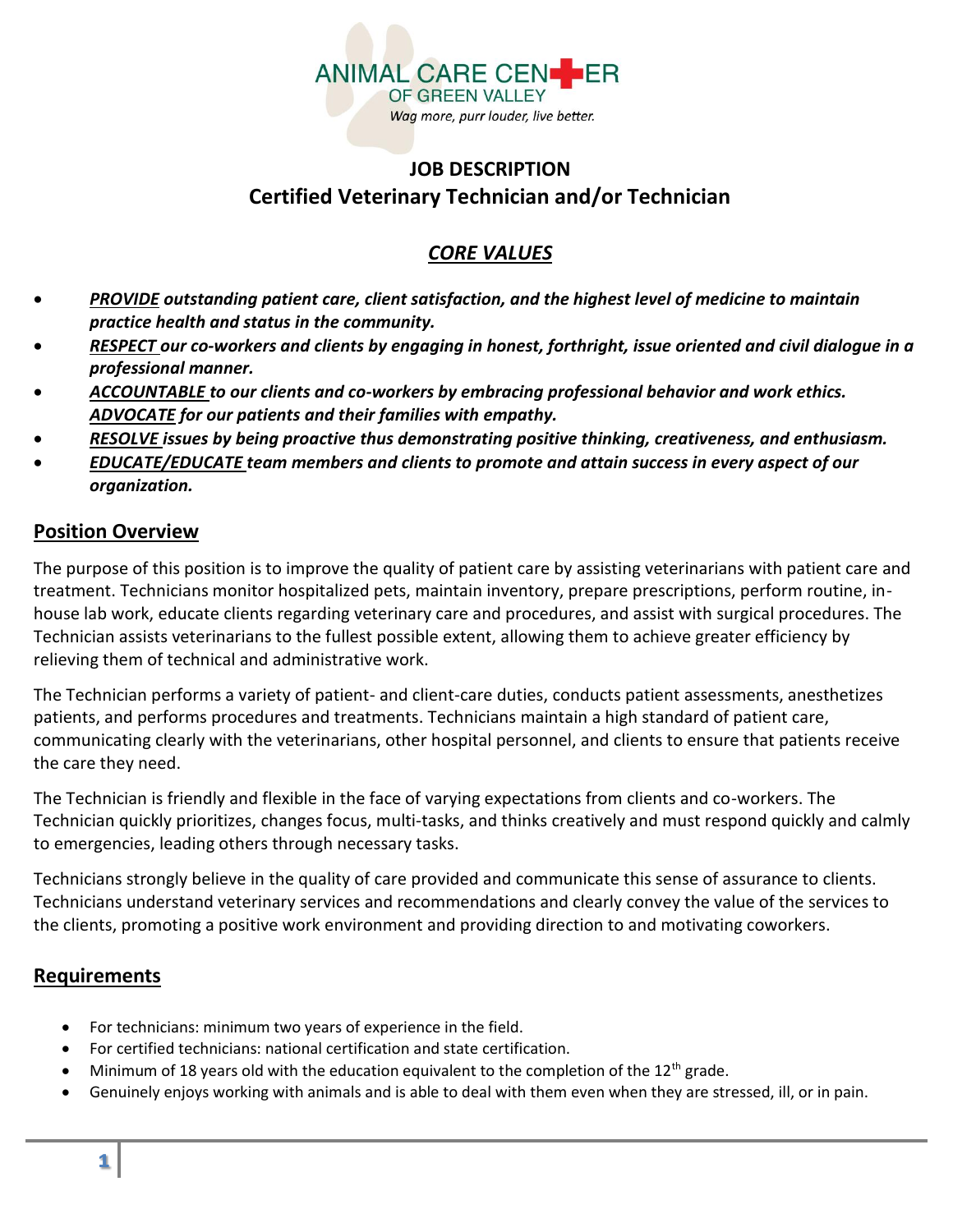ANIMAL CARE CENTER
OF GREEN VALLEY
*Wag more, purr louder, live better.*

# JOB DESCRIPTION
# Certified Veterinary Technician and/or Technician

## *CORE VALUES*

- ***PROVIDE outstanding patient care, client satisfaction, and the highest level of medicine to maintain practice health and status in the community.***
- ***RESPECT our co-workers and clients by engaging in honest, forthright, issue oriented and civil dialogue in a professional manner.***
- ***ACCOUNTABLE to our clients and co-workers by embracing professional behavior and work ethics. ADVOCATE for our patients and their families with empathy.***
- ***RESOLVE issues by being proactive thus demonstrating positive thinking, creativeness, and enthusiasm.***
- ***EDUCATE/EDUCATE team members and clients to promote and attain success in every aspect of our organization.***

## Position Overview

The purpose of this position is to improve the quality of patient care by assisting veterinarians with patient care and treatment. Technicians monitor hospitalized pets, maintain inventory, prepare prescriptions, perform routine, in-house lab work, educate clients regarding veterinary care and procedures, and assist with surgical procedures. The Technician assists veterinarians to the fullest possible extent, allowing them to achieve greater efficiency by relieving them of technical and administrative work.

The Technician performs a variety of patient- and client-care duties, conducts patient assessments, anesthetizes patients, and performs procedures and treatments. Technicians maintain a high standard of patient care, communicating clearly with the veterinarians, other hospital personnel, and clients to ensure that patients receive the care they need.

The Technician is friendly and flexible in the face of varying expectations from clients and co-workers. The Technician quickly prioritizes, changes focus, multi-tasks, and thinks creatively and must respond quickly and calmly to emergencies, leading others through necessary tasks.

Technicians strongly believe in the quality of care provided and communicate this sense of assurance to clients. Technicians understand veterinary services and recommendations and clearly convey the value of the services to the clients, promoting a positive work environment and providing direction to and motivating coworkers.

## Requirements

- For technicians: minimum two years of experience in the field.
- For certified technicians: national certification and state certification.
- Minimum of 18 years old with the education equivalent to the completion of the 12th grade.
- Genuinely enjoys working with animals and is able to deal with them even when they are stressed, ill, or in pain.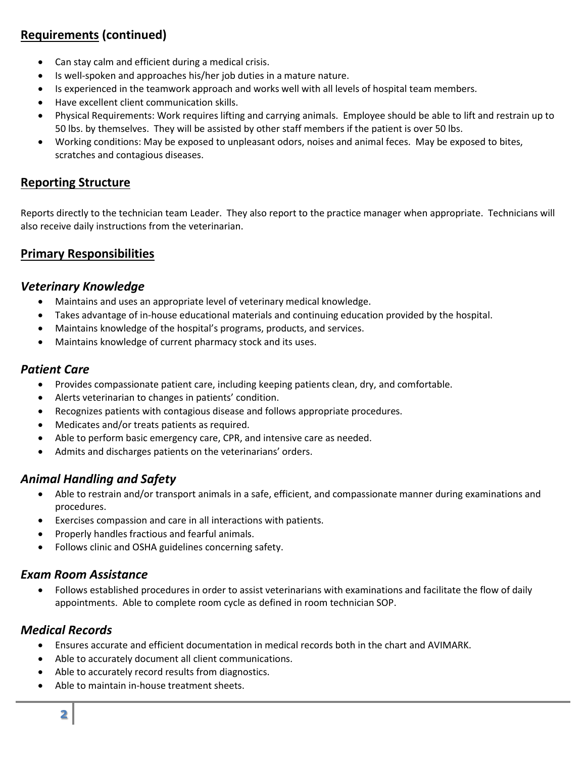## Requirements (continued)

- Can stay calm and efficient during a medical crisis.
- Is well-spoken and approaches his/her job duties in a mature nature.
- Is experienced in the teamwork approach and works well with all levels of hospital team members.
- Have excellent client communication skills.
- Physical Requirements: Work requires lifting and carrying animals. Employee should be able to lift and restrain up to 50 lbs. by themselves. They will be assisted by other staff members if the patient is over 50 lbs.
- Working conditions: May be exposed to unpleasant odors, noises and animal feces. May be exposed to bites, scratches and contagious diseases.

## Reporting Structure

Reports directly to the technician team Leader. They also report to the practice manager when appropriate. Technicians will also receive daily instructions from the veterinarian.

## Primary Responsibilities

### *Veterinary Knowledge*

- Maintains and uses an appropriate level of veterinary medical knowledge.
- Takes advantage of in-house educational materials and continuing education provided by the hospital.
- Maintains knowledge of the hospital's programs, products, and services.
- Maintains knowledge of current pharmacy stock and its uses.

### *Patient Care*

- Provides compassionate patient care, including keeping patients clean, dry, and comfortable.
- Alerts veterinarian to changes in patients' condition.
- Recognizes patients with contagious disease and follows appropriate procedures.
- Medicates and/or treats patients as required.
- Able to perform basic emergency care, CPR, and intensive care as needed.
- Admits and discharges patients on the veterinarians' orders.

### *Animal Handling and Safety*

- Able to restrain and/or transport animals in a safe, efficient, and compassionate manner during examinations and procedures.
- Exercises compassion and care in all interactions with patients.
- Properly handles fractious and fearful animals.
- Follows clinic and OSHA guidelines concerning safety.

### *Exam Room Assistance*

- Follows established procedures in order to assist veterinarians with examinations and facilitate the flow of daily appointments. Able to complete room cycle as defined in room technician SOP.

### *Medical Records*

- Ensures accurate and efficient documentation in medical records both in the chart and AVIMARK.
- Able to accurately document all client communications.
- Able to accurately record results from diagnostics.
- Able to maintain in-house treatment sheets.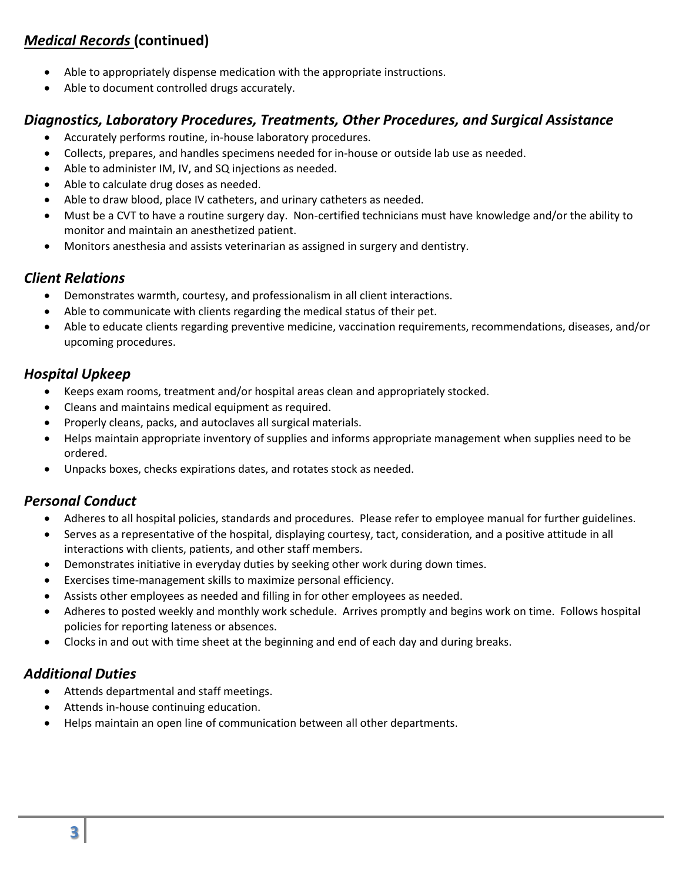## ***Medical Records*** **(continued)**

- Able to appropriately dispense medication with the appropriate instructions.
- Able to document controlled drugs accurately.

## *Diagnostics, Laboratory Procedures, Treatments, Other Procedures, and Surgical Assistance*

- Accurately performs routine, in-house laboratory procedures.
- Collects, prepares, and handles specimens needed for in-house or outside lab use as needed.
- Able to administer IM, IV, and SQ injections as needed.
- Able to calculate drug doses as needed.
- Able to draw blood, place IV catheters, and urinary catheters as needed.
- Must be a CVT to have a routine surgery day. Non-certified technicians must have knowledge and/or the ability to monitor and maintain an anesthetized patient.
- Monitors anesthesia and assists veterinarian as assigned in surgery and dentistry.

## *Client Relations*

- Demonstrates warmth, courtesy, and professionalism in all client interactions.
- Able to communicate with clients regarding the medical status of their pet.
- Able to educate clients regarding preventive medicine, vaccination requirements, recommendations, diseases, and/or upcoming procedures.

## *Hospital Upkeep*

- Keeps exam rooms, treatment and/or hospital areas clean and appropriately stocked.
- Cleans and maintains medical equipment as required.
- Properly cleans, packs, and autoclaves all surgical materials.
- Helps maintain appropriate inventory of supplies and informs appropriate management when supplies need to be ordered.
- Unpacks boxes, checks expirations dates, and rotates stock as needed.

## *Personal Conduct*

- Adheres to all hospital policies, standards and procedures. Please refer to employee manual for further guidelines.
- Serves as a representative of the hospital, displaying courtesy, tact, consideration, and a positive attitude in all interactions with clients, patients, and other staff members.
- Demonstrates initiative in everyday duties by seeking other work during down times.
- Exercises time-management skills to maximize personal efficiency.
- Assists other employees as needed and filling in for other employees as needed.
- Adheres to posted weekly and monthly work schedule. Arrives promptly and begins work on time. Follows hospital policies for reporting lateness or absences.
- Clocks in and out with time sheet at the beginning and end of each day and during breaks.

## *Additional Duties*

- Attends departmental and staff meetings.
- Attends in-house continuing education.
- Helps maintain an open line of communication between all other departments.